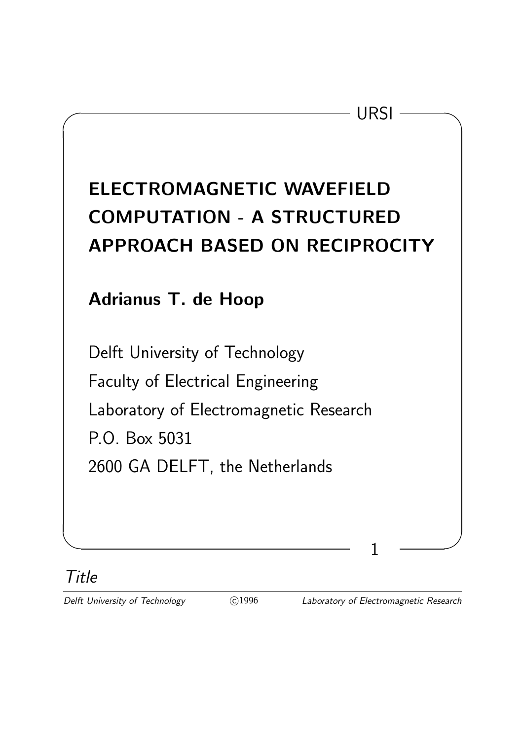# ELECTROMAGNETIC WAVEFIELD COMPUTATION - A STRUCTURED APPROACH BASED ON RECIPROCITY

**Adrianus T. de Hoop**

Delft University of Technology
Faculty of Electrical Engineering
Laboratory of Electromagnetic Research
P.O. Box 5031
2600 GA DELFT, the Netherlands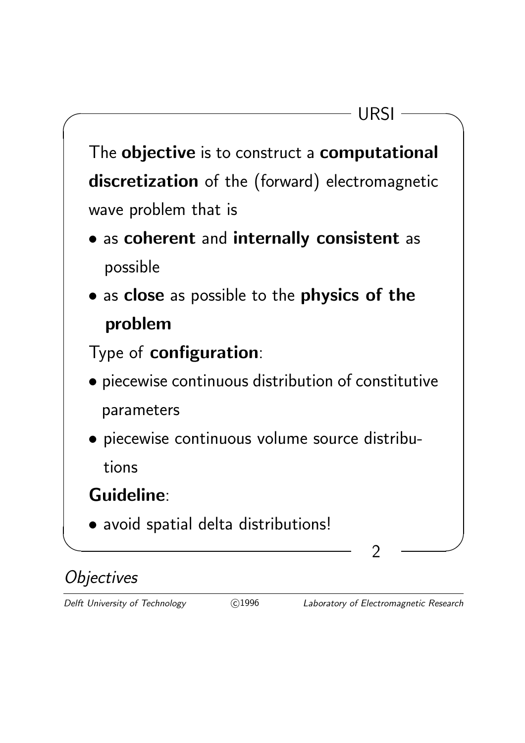The **objective** is to construct a **computational discretization** of the (forward) electromagnetic wave problem that is

- as **coherent** and **internally consistent** as possible
- as **close** as possible to the **physics of the problem**

Type of **configuration**:

- piecewise continuous distribution of constitutive parameters
- piecewise continuous volume source distributions

**Guideline**:

- avoid spatial delta distributions!

*Objectives*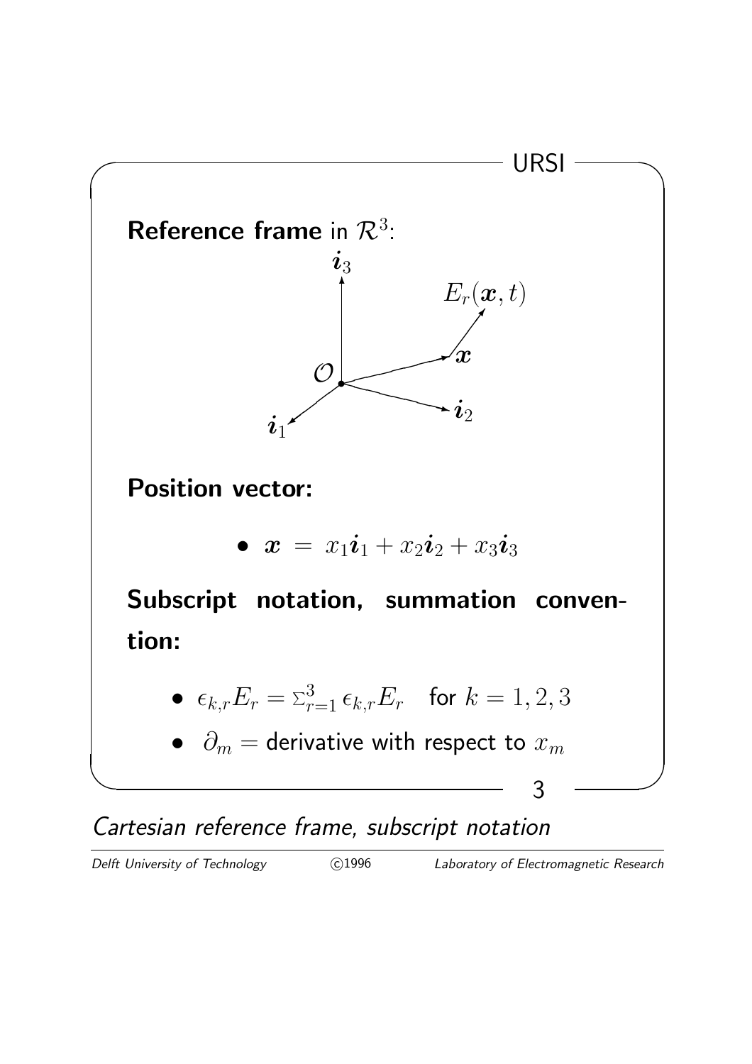**Reference frame** in $\mathcal{R}^3$:

**Position vector:**

- $\boldsymbol{x} \,=\, x_1\boldsymbol{i}_1 + x_2\boldsymbol{i}_2 + x_3\boldsymbol{i}_3$

**Subscript notation, summation convention:**

- $\epsilon_{k,r}E_r = \Sigma_{r=1}^{3}\,\epsilon_{k,r}E_r$ for $k = 1, 2, 3$
- $\partial_m =$ derivative with respect to $x_m$

*Cartesian reference frame, subscript notation*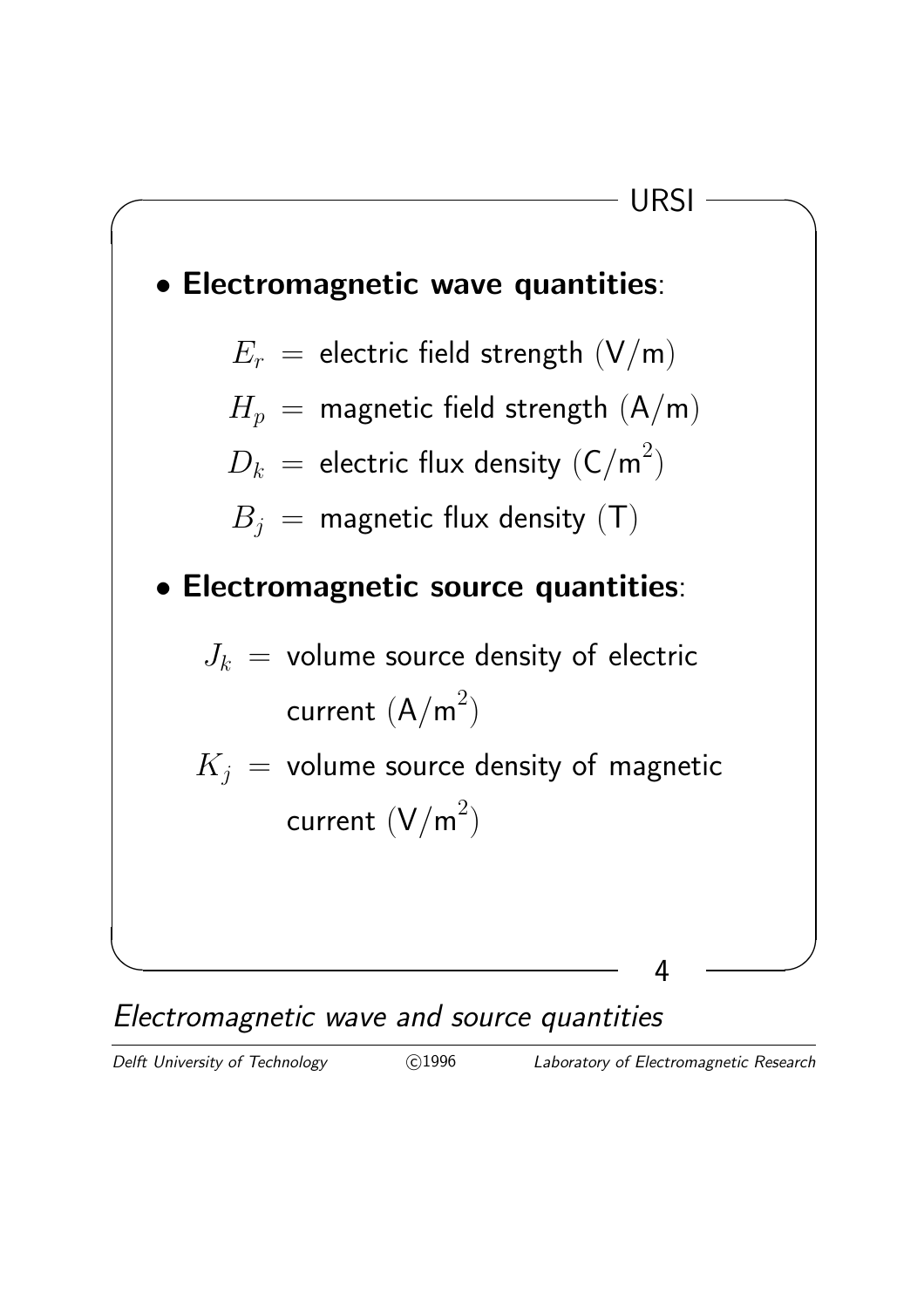- **Electromagnetic wave quantities**:

  $E_r$ = electric field strength (V/m)

  $H_p$ = magnetic field strength (A/m)

  $D_k$ = electric flux density (C/m$^2$)

  $B_j$ = magnetic flux density (T)

- **Electromagnetic source quantities**:

  $J_k$ = volume source density of electric current (A/m$^2$)

  $K_j$ = volume source density of magnetic current (V/m$^2$)

*Electromagnetic wave and source quantities*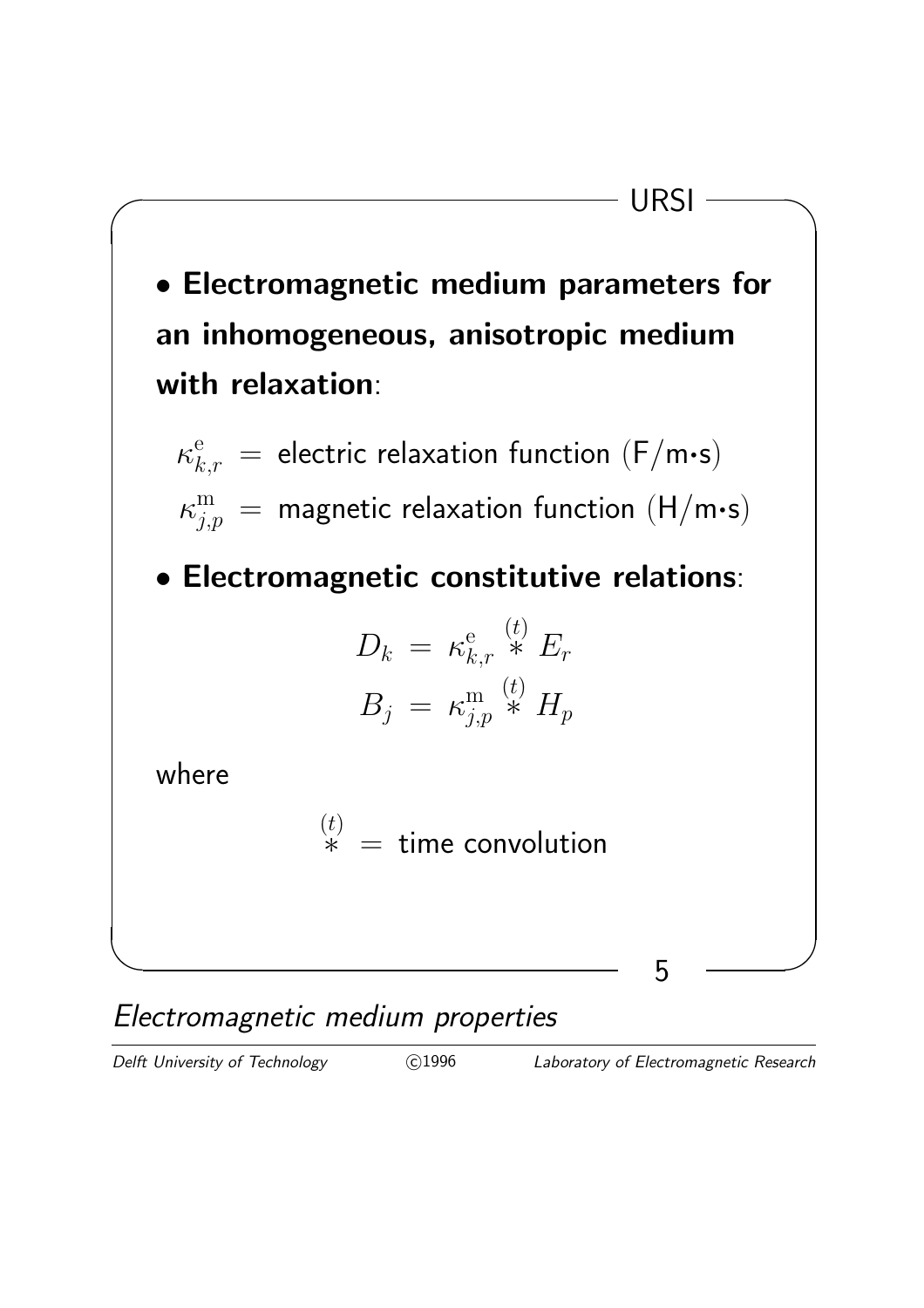- **Electromagnetic medium parameters for an inhomogeneous, anisotropic medium with relaxation**:

$$\kappa^{\mathrm{e}}_{k,r} \;=\; \text{electric relaxation function } (\mathsf{F/m{\cdot}s})$$

$$\kappa^{\mathrm{m}}_{j,p} \;=\; \text{magnetic relaxation function } (\mathsf{H/m{\cdot}s})$$

- **Electromagnetic constitutive relations**:

$$D_k \;=\; \kappa^{\mathrm{e}}_{k,r} \overset{(t)}{*} E_r$$

$$B_j \;=\; \kappa^{\mathrm{m}}_{j,p} \overset{(t)}{*} H_p$$

where

$$\overset{(t)}{*} \;=\; \text{time convolution}$$

*Electromagnetic medium properties*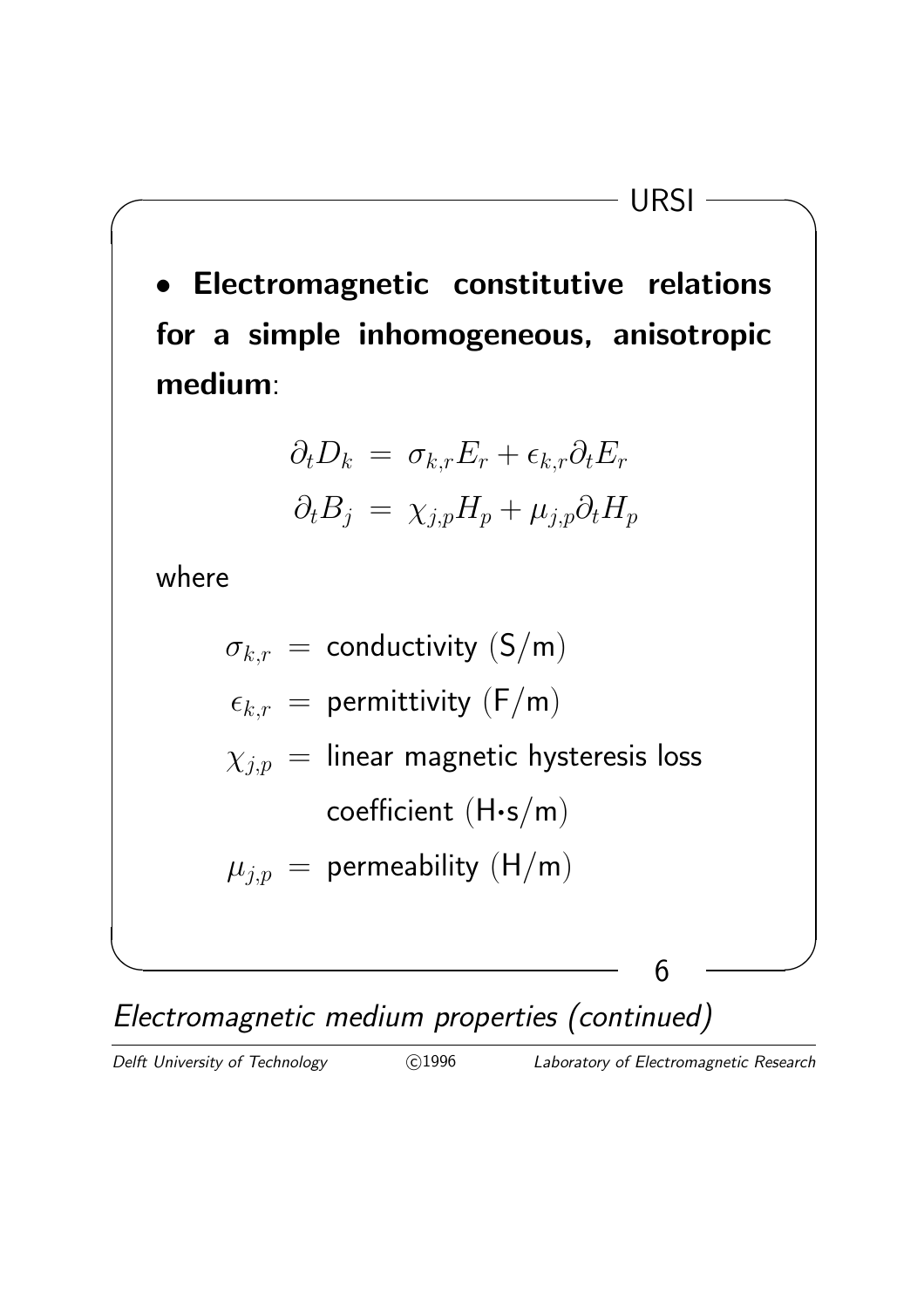- **Electromagnetic constitutive relations for a simple inhomogeneous, anisotropic medium**:

$$\partial_t D_k = \sigma_{k,r} E_r + \epsilon_{k,r} \partial_t E_r$$

$$\partial_t B_j = \chi_{j,p} H_p + \mu_{j,p} \partial_t H_p$$

where

$\sigma_{k,r}$ = conductivity (S/m)

$\epsilon_{k,r}$ = permittivity (F/m)

$\chi_{j,p}$ = linear magnetic hysteresis loss coefficient (H·s/m)

$\mu_{j,p}$ = permeability (H/m)

*Electromagnetic medium properties (continued)*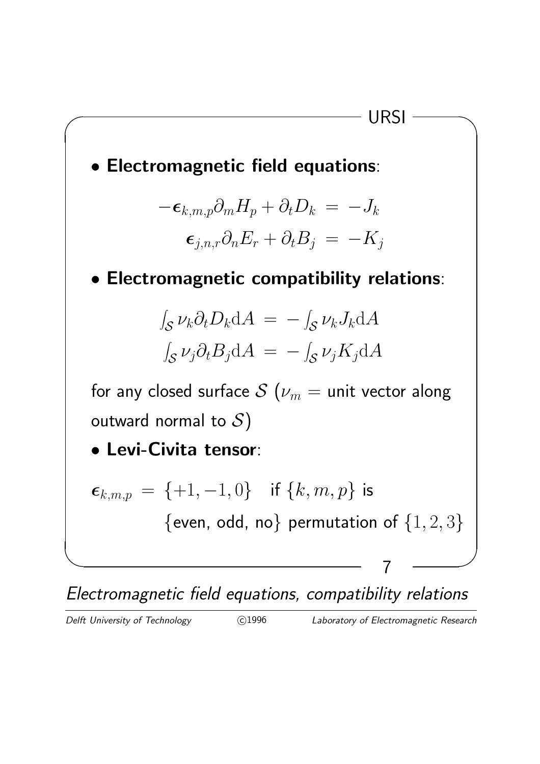- **Electromagnetic field equations**:

$$-\boldsymbol{\epsilon}_{k,m,p}\partial_m H_p + \partial_t D_k = -J_k$$

$$\boldsymbol{\epsilon}_{j,n,r}\partial_n E_r + \partial_t B_j = -K_j$$

- **Electromagnetic compatibility relations**:

$$\int_{\mathcal{S}} \nu_k \partial_t D_k \mathrm{d}A = -\int_{\mathcal{S}} \nu_k J_k \mathrm{d}A$$

$$\int_{\mathcal{S}} \nu_j \partial_t B_j \mathrm{d}A = -\int_{\mathcal{S}} \nu_j K_j \mathrm{d}A$$

for any closed surface $\mathcal{S}$ ($\nu_m$ = unit vector along outward normal to $\mathcal{S}$)

- **Levi-Civita tensor**:

$\boldsymbol{\epsilon}_{k,m,p} = \{+1, -1, 0\}$ if $\{k, m, p\}$ is {even, odd, no} permutation of $\{1, 2, 3\}$

*Electromagnetic field equations, compatibility relations*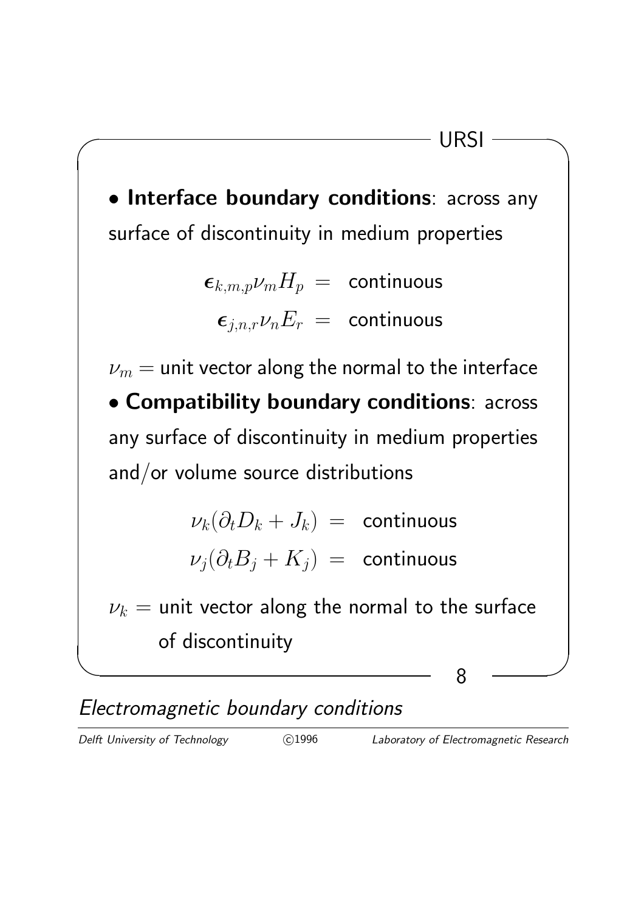- **Interface boundary conditions**: across any surface of discontinuity in medium properties

$$\epsilon_{k,m,p}\nu_m H_p = \text{continuous}$$
$$\epsilon_{j,n,r}\nu_n E_r = \text{continuous}$$

$\nu_m$ = unit vector along the normal to the interface

- **Compatibility boundary conditions**: across any surface of discontinuity in medium properties and/or volume source distributions

$$\nu_k(\partial_t D_k + J_k) = \text{continuous}$$
$$\nu_j(\partial_t B_j + K_j) = \text{continuous}$$

$\nu_k$ = unit vector along the normal to the surface of discontinuity

*Electromagnetic boundary conditions*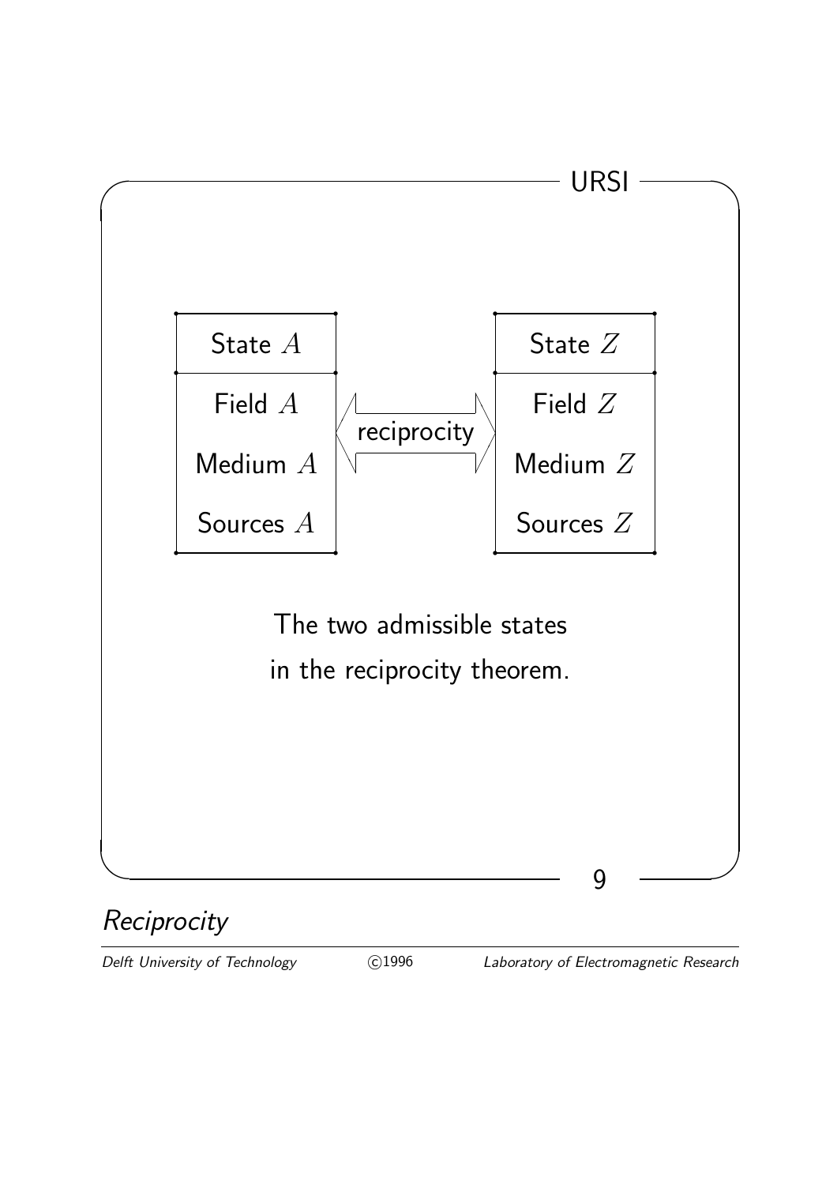| State $A$ | | State $Z$ |
|---|---|---|
| Field $A$ | ⟺ reciprocity | Field $Z$ |
| Medium $A$ | | Medium $Z$ |
| Sources $A$ | | Sources $Z$ |

The two admissible states
in the reciprocity theorem.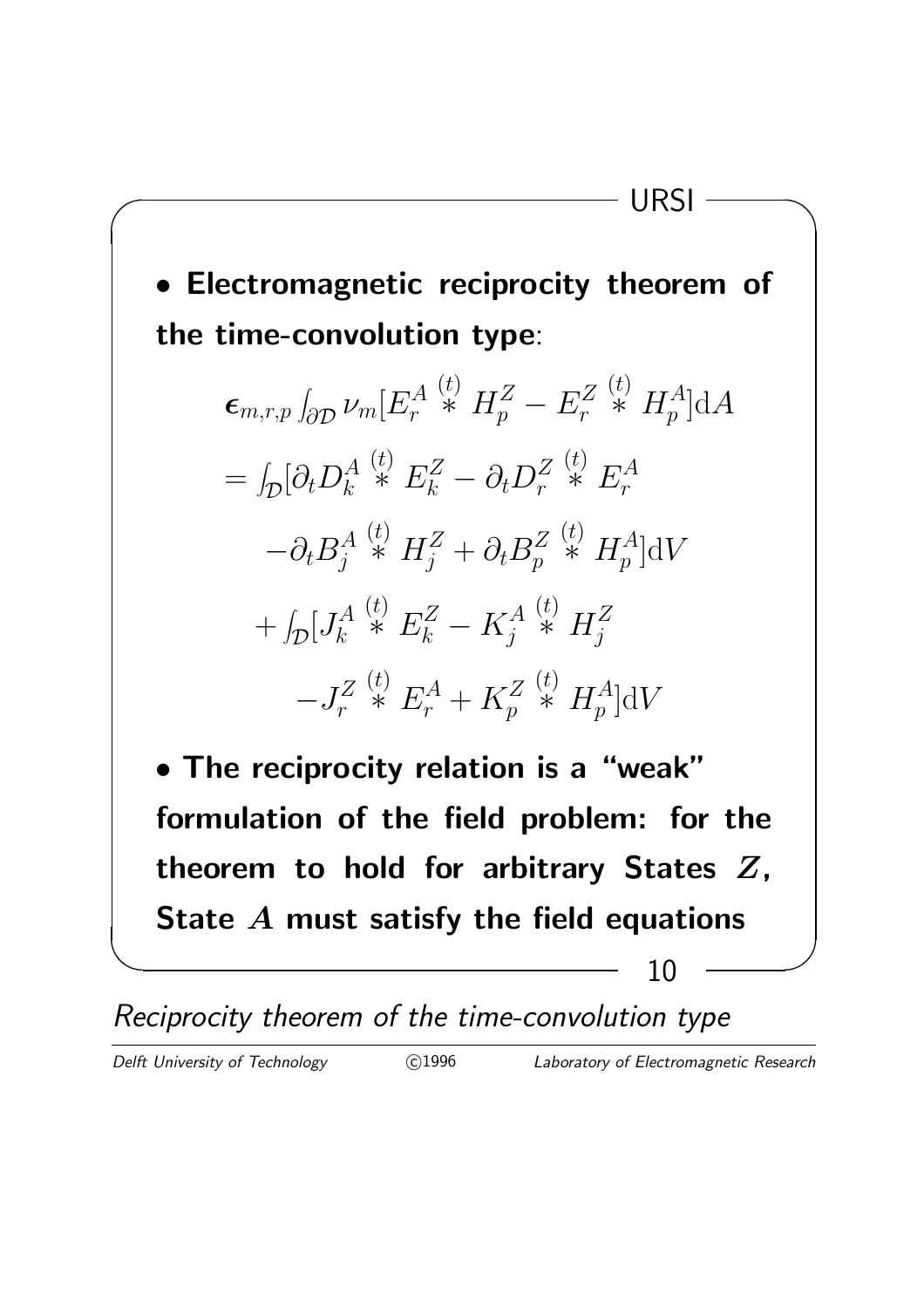- **Electromagnetic reciprocity theorem of the time-convolution type**:

$$
\begin{aligned}
&\boldsymbol{\epsilon}_{m,r,p} \int_{\partial\mathcal{D}} \nu_m [E_r^A \overset{(t)}{*} H_p^Z - E_r^Z \overset{(t)}{*} H_p^A] \mathrm{d}A \\
&= \int_{\mathcal{D}} [\partial_t D_k^A \overset{(t)}{*} E_k^Z - \partial_t D_r^Z \overset{(t)}{*} E_r^A \\
&\quad - \partial_t B_j^A \overset{(t)}{*} H_j^Z + \partial_t B_p^Z \overset{(t)}{*} H_p^A] \mathrm{d}V \\
&\quad + \int_{\mathcal{D}} [J_k^A \overset{(t)}{*} E_k^Z - K_j^A \overset{(t)}{*} H_j^Z \\
&\qquad - J_r^Z \overset{(t)}{*} E_r^A + K_p^Z \overset{(t)}{*} H_p^A] \mathrm{d}V
\end{aligned}
$$

- **The reciprocity relation is a "weak" formulation of the field problem: for the theorem to hold for arbitrary States $Z$, State $A$ must satisfy the field equations**

*Reciprocity theorem of the time-convolution type*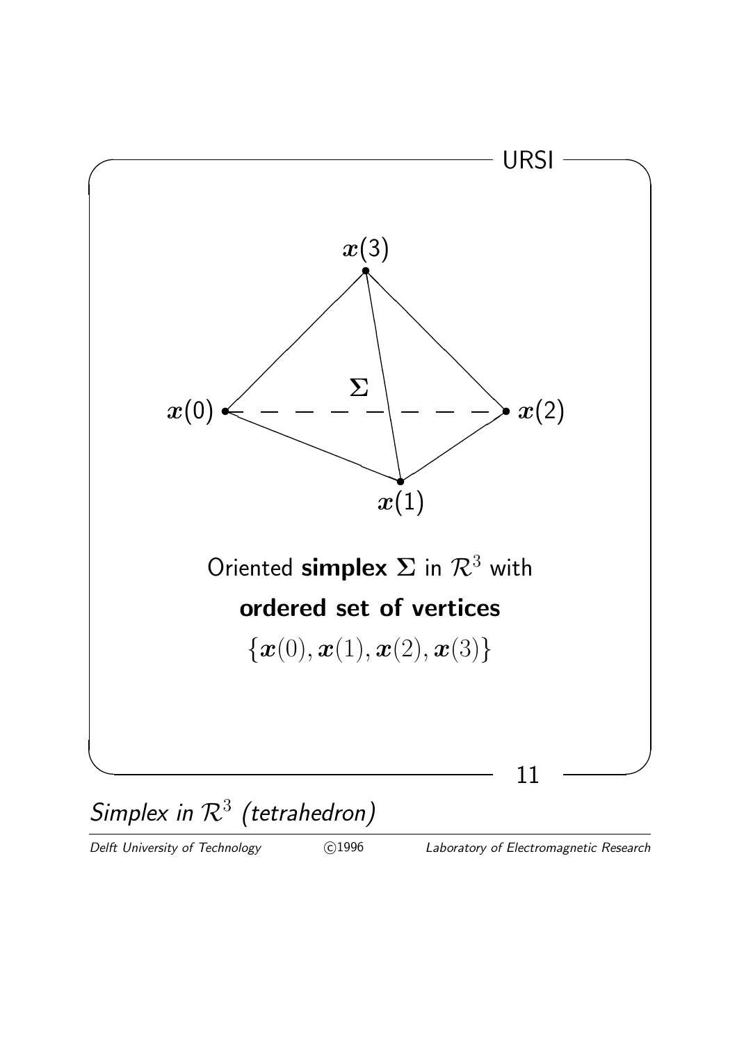Oriented **simplex** $\boldsymbol{\Sigma}$ in $\mathcal{R}^3$ with

**ordered set of vertices**

$$\{\boldsymbol{x}(0), \boldsymbol{x}(1), \boldsymbol{x}(2), \boldsymbol{x}(3)\}$$

*Simplex in $\mathcal{R}^3$ (tetrahedron)*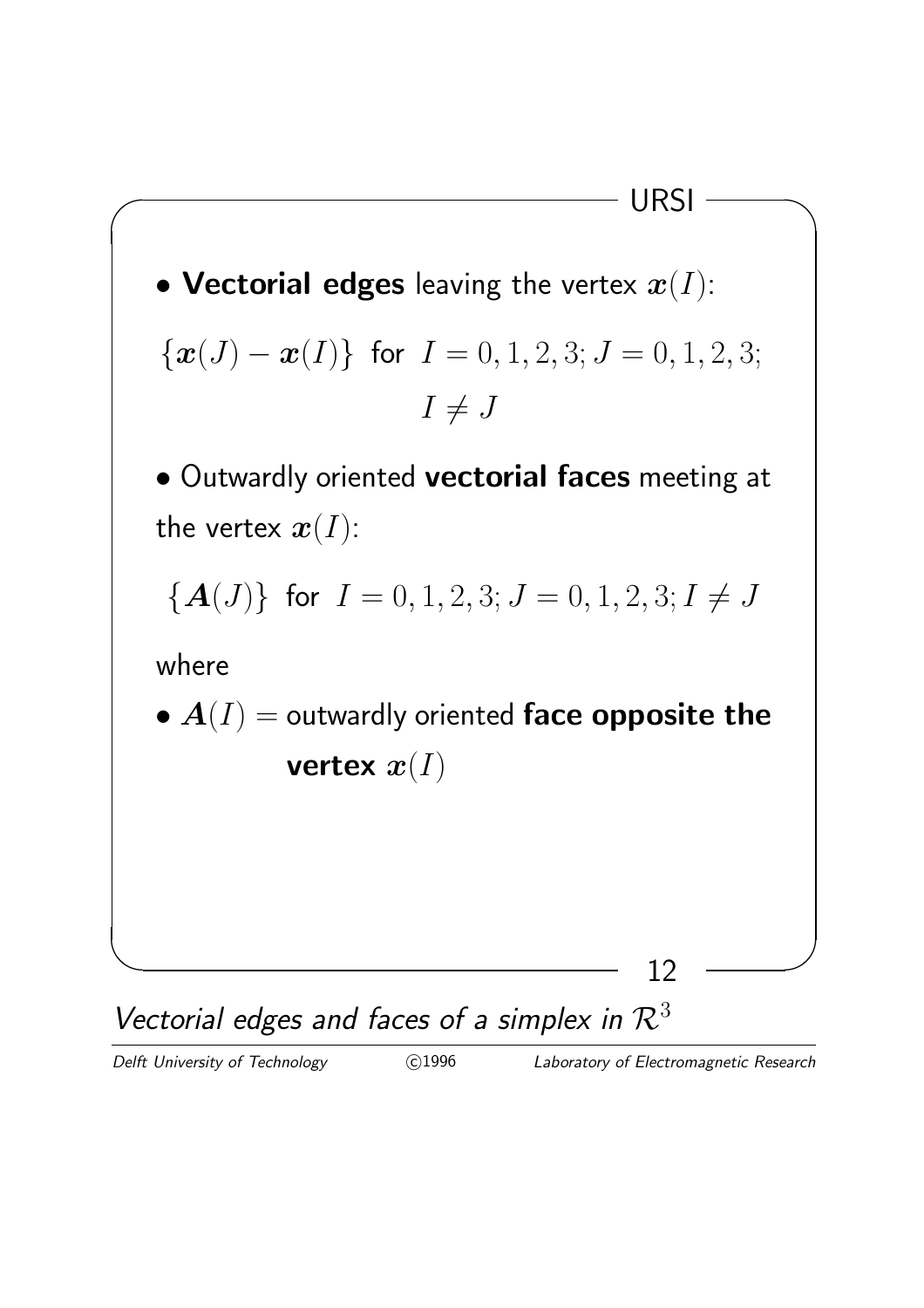- **Vectorial edges** leaving the vertex $\boldsymbol{x}(I)$:

$$\{\boldsymbol{x}(J) - \boldsymbol{x}(I)\} \text{ for } I = 0,1,2,3; J = 0,1,2,3; \\ I \neq J$$

- Outwardly oriented **vectorial faces** meeting at the vertex $\boldsymbol{x}(I)$:

$$\{\boldsymbol{A}(J)\} \text{ for } I = 0,1,2,3; J = 0,1,2,3; I \neq J$$

where

- $\boldsymbol{A}(I) =$ outwardly oriented **face opposite the vertex** $\boldsymbol{x}(I)$

*Vectorial edges and faces of a simplex in $\mathcal{R}^3$*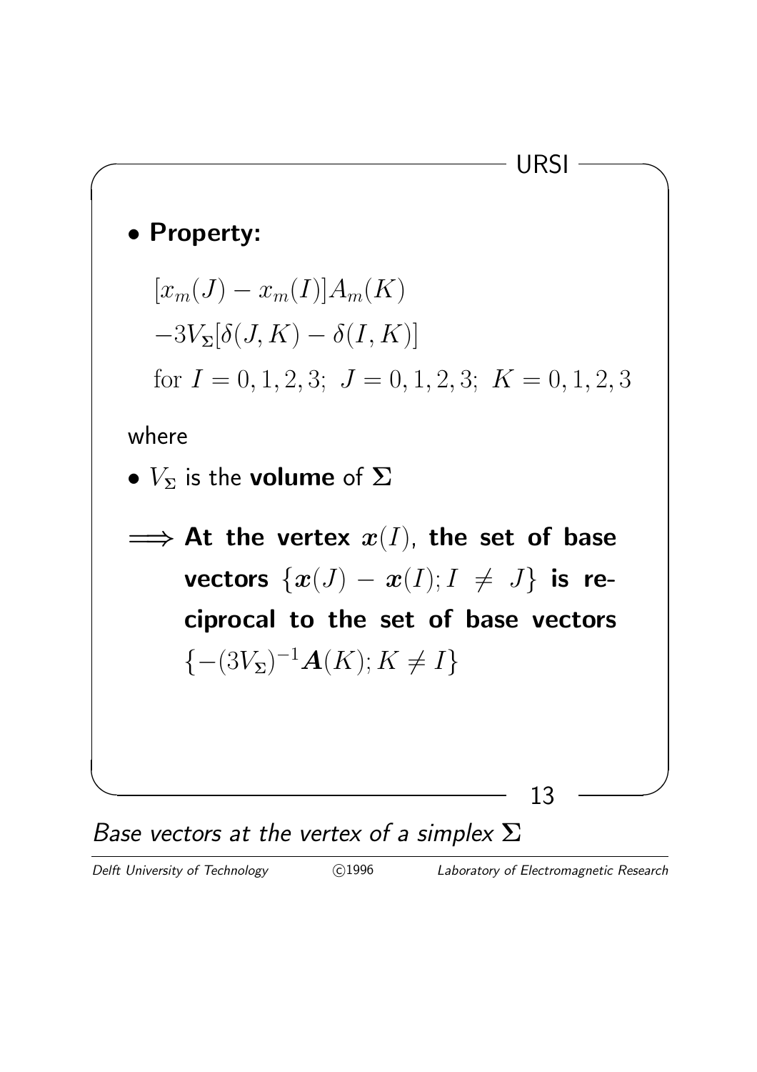- **Property:**

$$[x_m(J) - x_m(I)]A_m(K)$$
$$-3V_\Sigma[\delta(J,K) - \delta(I,K)]$$
$$\text{for } I = 0,1,2,3;\ J = 0,1,2,3;\ K = 0,1,2,3$$

where

- $V_\Sigma$ is the **volume** of $\boldsymbol{\Sigma}$

$\Longrightarrow$ **At the vertex $x(I)$, the set of base vectors $\{\boldsymbol{x}(J) - \boldsymbol{x}(I); I \neq J\}$ is reciprocal to the set of base vectors $\{-(3V_\Sigma)^{-1}\boldsymbol{A}(K); K \neq I\}$**

*Base vectors at the vertex of a simplex $\boldsymbol{\Sigma}$*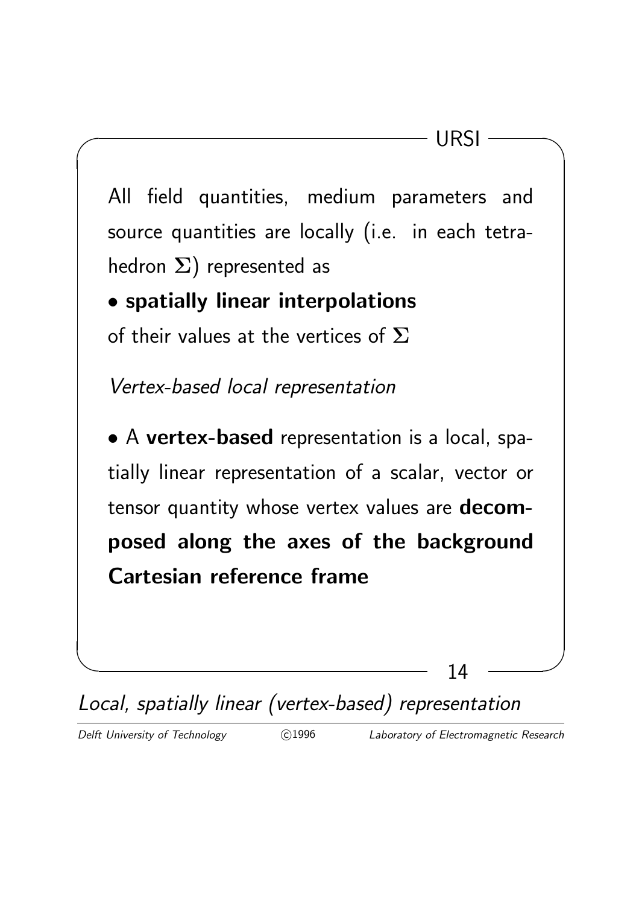All field quantities, medium parameters and source quantities are locally (i.e. in each tetrahedron $\Sigma$) represented as

- **spatially linear interpolations**

of their values at the vertices of $\Sigma$

*Vertex-based local representation*

- A **vertex-based** representation is a local, spatially linear representation of a scalar, vector or tensor quantity whose vertex values are **decomposed along the axes of the background Cartesian reference frame**

*Local, spatially linear (vertex-based) representation*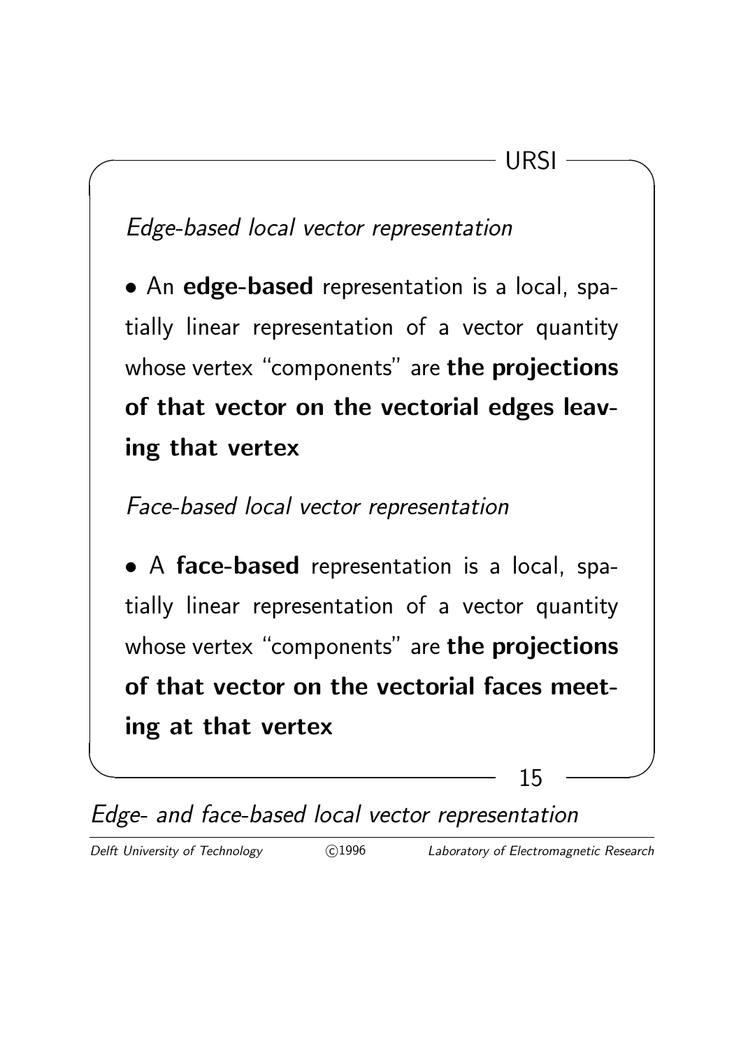*Edge-based local vector representation*

- An **edge-based** representation is a local, spatially linear representation of a vector quantity whose vertex "components" are **the projections of that vector on the vectorial edges leaving that vertex**

*Face-based local vector representation*

- A **face-based** representation is a local, spatially linear representation of a vector quantity whose vertex "components" are **the projections of that vector on the vectorial faces meeting at that vertex**

*Edge- and face-based local vector representation*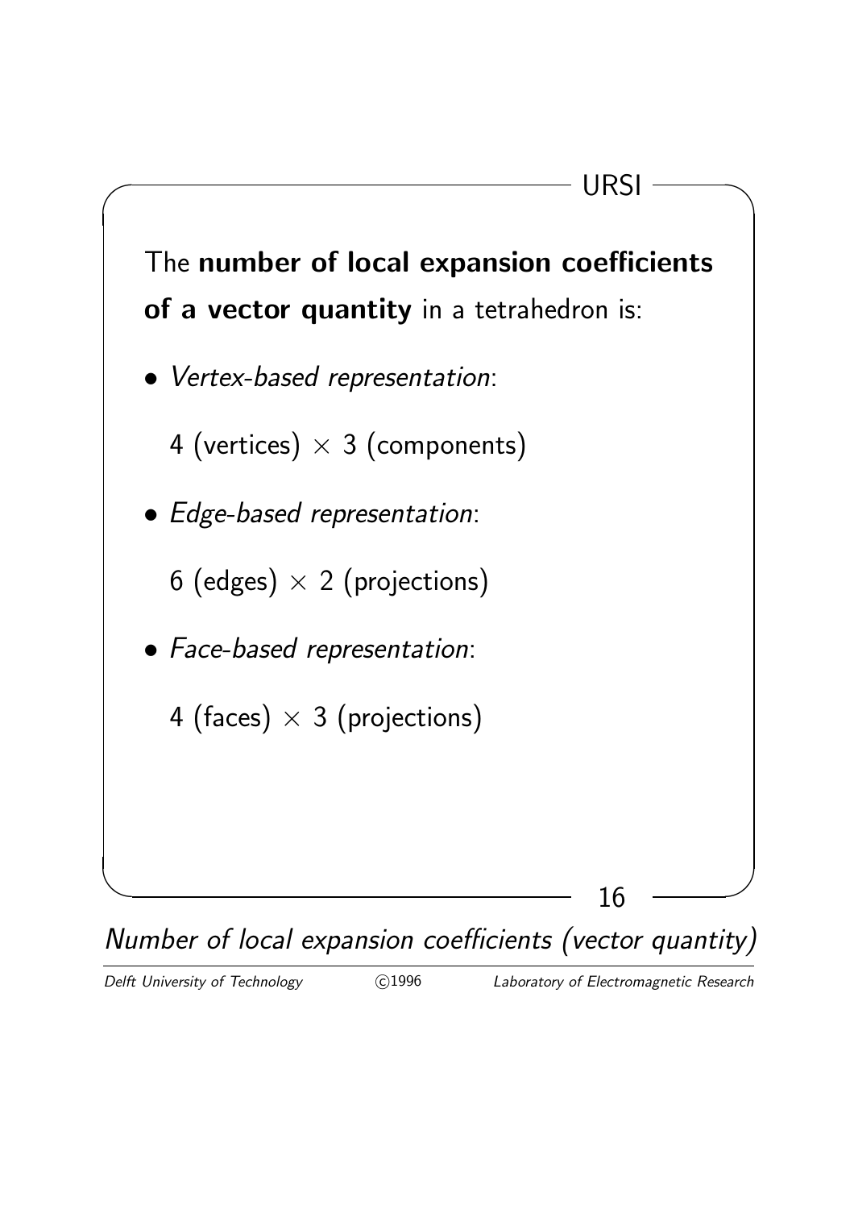The **number of local expansion coefficients of a vector quantity** in a tetrahedron is:

- *Vertex-based representation*:

  4 (vertices) $\times$ 3 (components)

- *Edge-based representation*:

  6 (edges) $\times$ 2 (projections)

- *Face-based representation*:

  4 (faces) $\times$ 3 (projections)

*Number of local expansion coefficients (vector quantity)*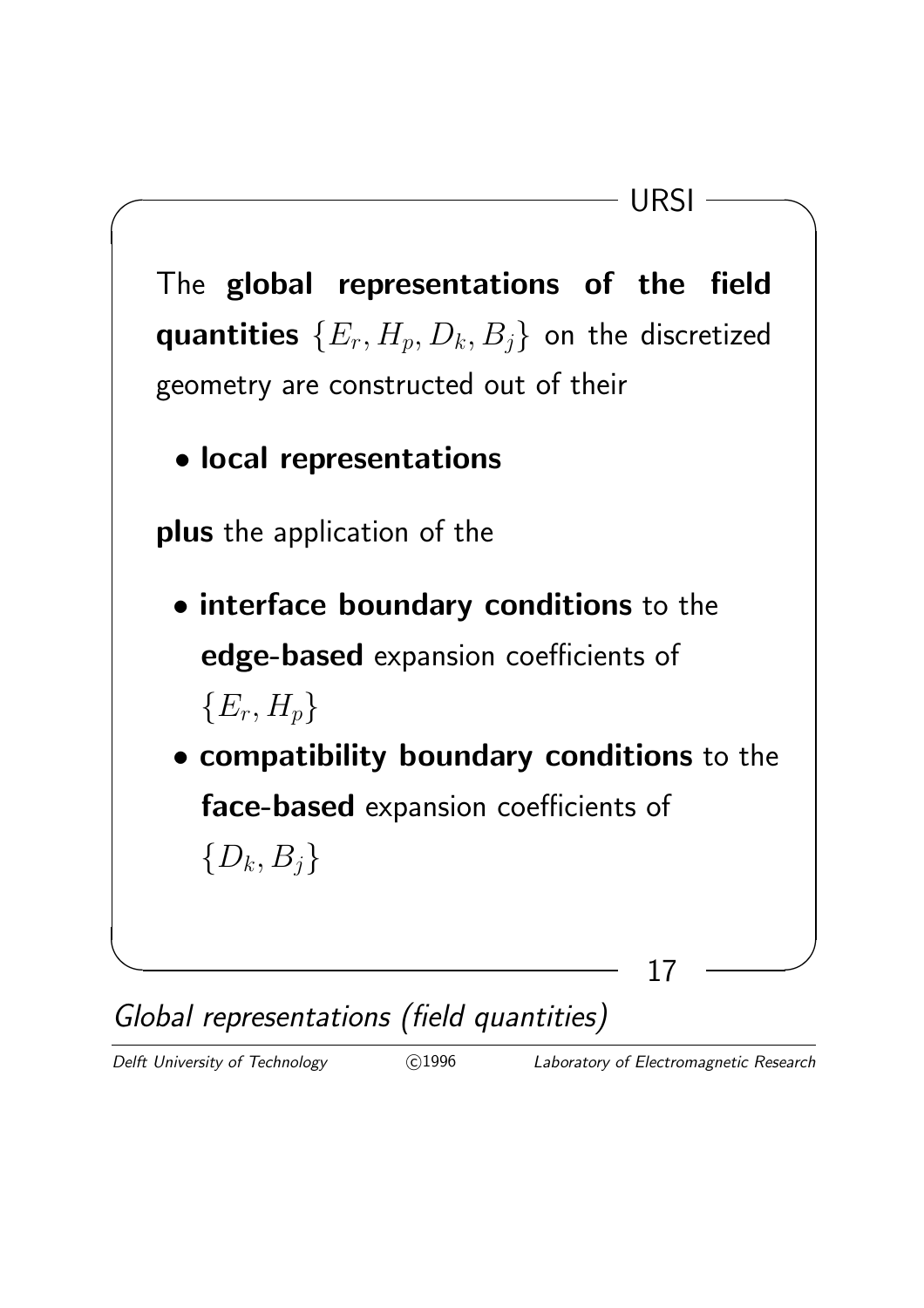The **global representations of the field quantities** $\{E_r, H_p, D_k, B_j\}$ on the discretized geometry are constructed out of their

- **local representations**

**plus** the application of the

- **interface boundary conditions** to the **edge-based** expansion coefficients of $\{E_r, H_p\}$
- **compatibility boundary conditions** to the **face-based** expansion coefficients of $\{D_k, B_j\}$

*Global representations (field quantities)*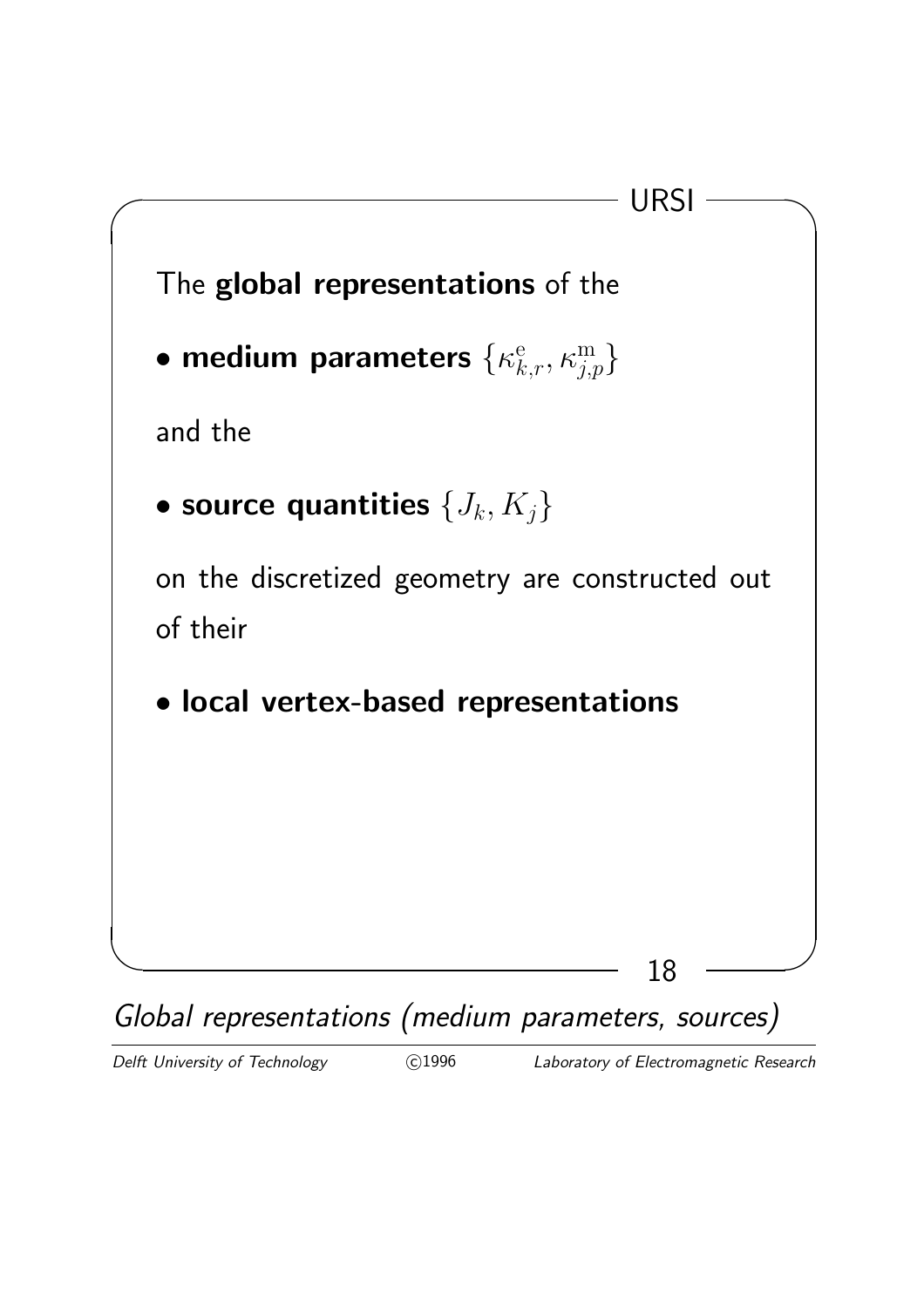The **global representations** of the

- **medium parameters** $\{\kappa^{\mathrm{e}}_{k,r}, \kappa^{\mathrm{m}}_{j,p}\}$

and the

- **source quantities** $\{J_k, K_j\}$

on the discretized geometry are constructed out of their

- **local vertex-based representations**

*Global representations (medium parameters, sources)*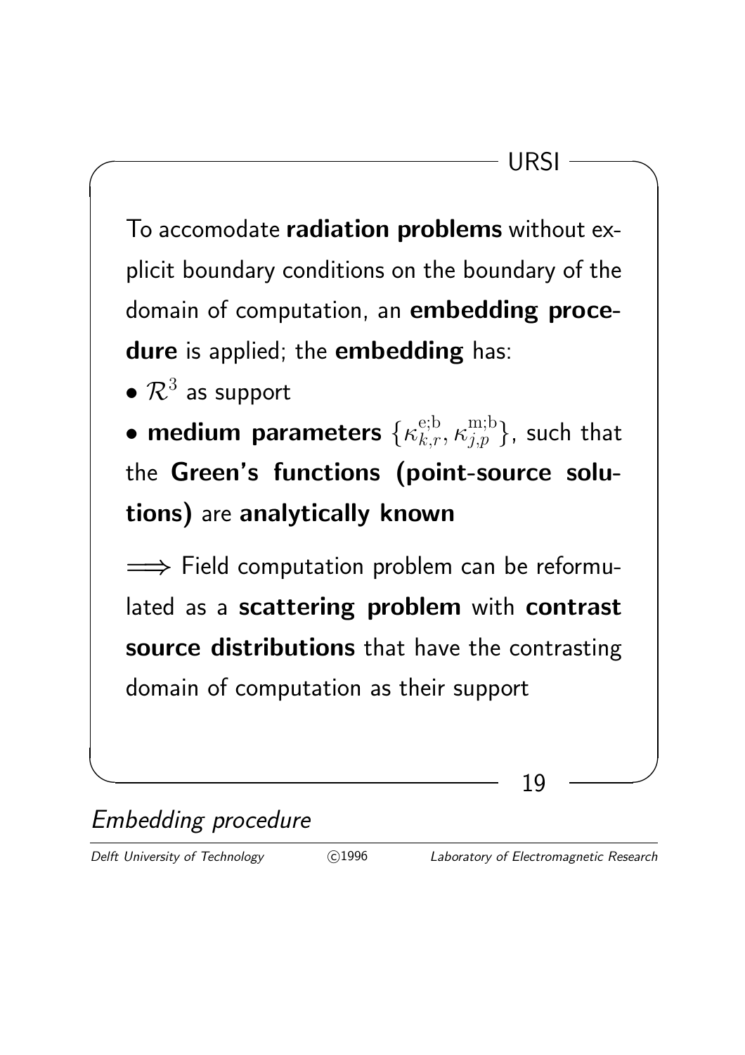To accomodate **radiation problems** without explicit boundary conditions on the boundary of the domain of computation, an **embedding procedure** is applied; the **embedding** has:

- $\mathcal{R}^3$ as support
- **medium parameters** $\{\kappa^{\mathrm{e;b}}_{k,r}, \kappa^{\mathrm{m;b}}_{j,p}\}$, such that the **Green's functions (point-source solutions)** are **analytically known**

$\Longrightarrow$ Field computation problem can be reformulated as a **scattering problem** with **contrast source distributions** that have the contrasting domain of computation as their support

*Embedding procedure*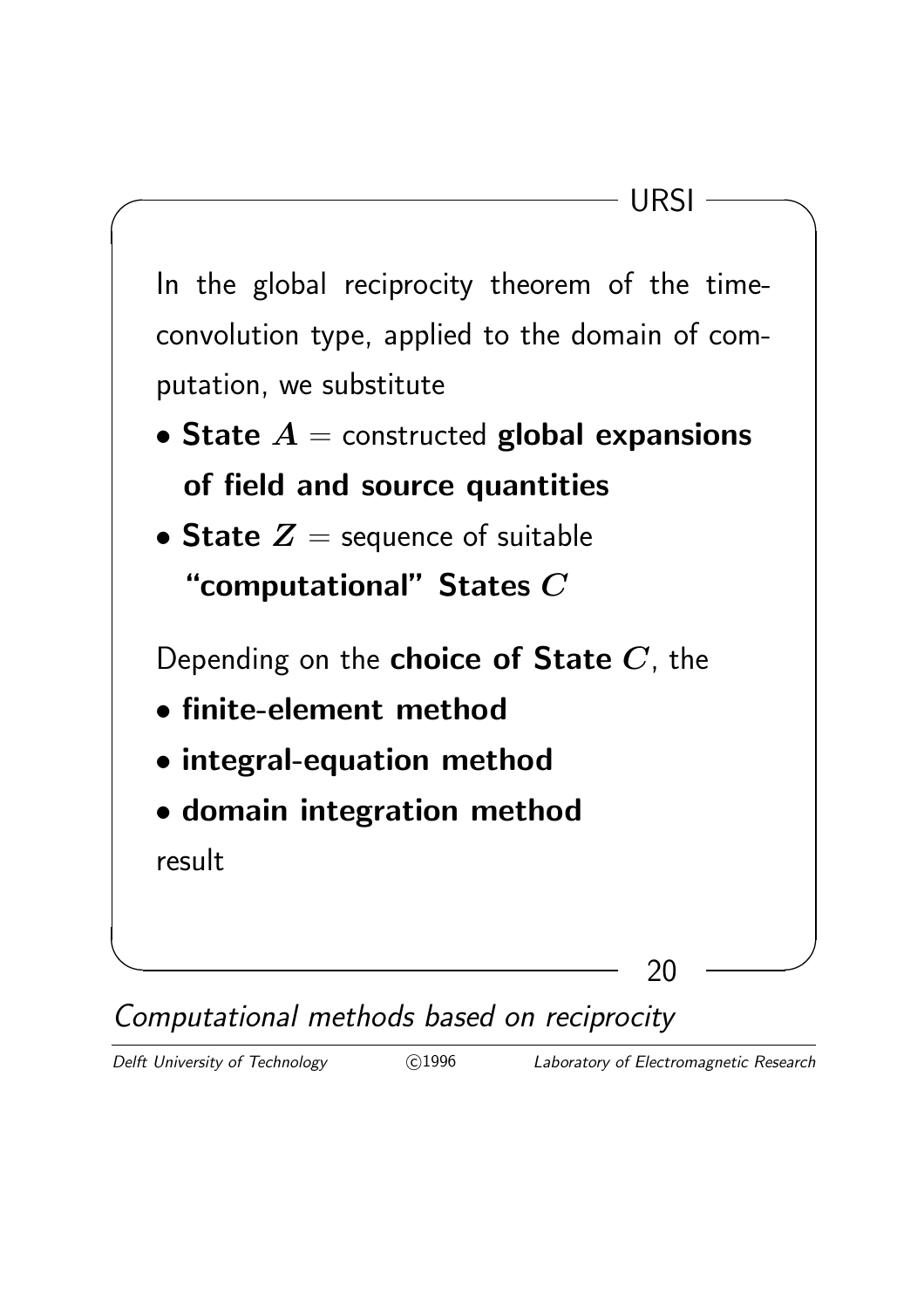In the global reciprocity theorem of the time-convolution type, applied to the domain of computation, we substitute

- **State** $A$ = constructed **global expansions of field and source quantities**
- **State** $Z$ = sequence of suitable **"computational" States** $C$

Depending on the **choice of State** $C$, the

- **finite-element method**
- **integral-equation method**
- **domain integration method**

result

*Computational methods based on reciprocity*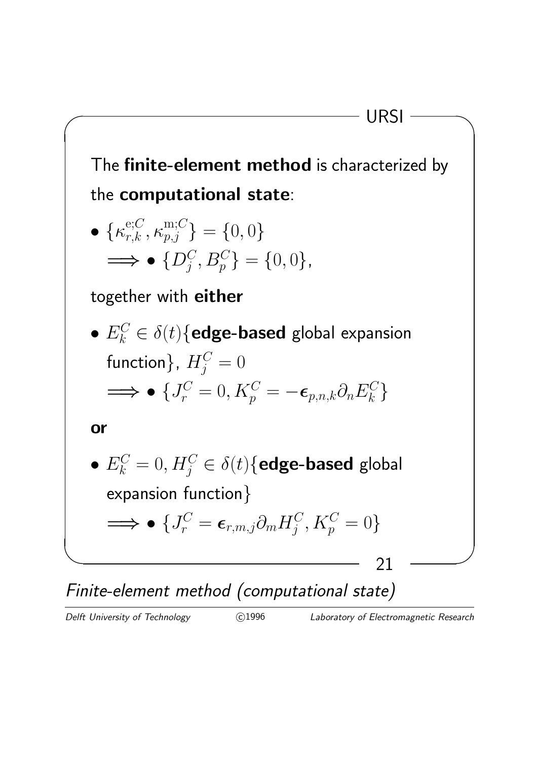The **finite-element method** is characterized by the **computational state**:

- $\{\kappa^{\mathrm{e};C}_{r,k}, \kappa^{\mathrm{m};C}_{p,j}\} = \{0, 0\}$
  $\Longrightarrow \bullet \; \{D^C_j, B^C_p\} = \{0, 0\}$,

together with **either**

- $E^C_k \in \delta(t)\{$**edge-based** global expansion function$\}$, $H^C_j = 0$
  $\Longrightarrow \bullet \; \{J^C_r = 0, K^C_p = -\boldsymbol{\epsilon}_{p,n,k}\partial_n E^C_k\}$

**or**

- $E^C_k = 0, H^C_j \in \delta(t)\{$**edge-based** global expansion function$\}$
  $\Longrightarrow \bullet \; \{J^C_r = \boldsymbol{\epsilon}_{r,m,j}\partial_m H^C_j, K^C_p = 0\}$

*Finite-element method (computational state)*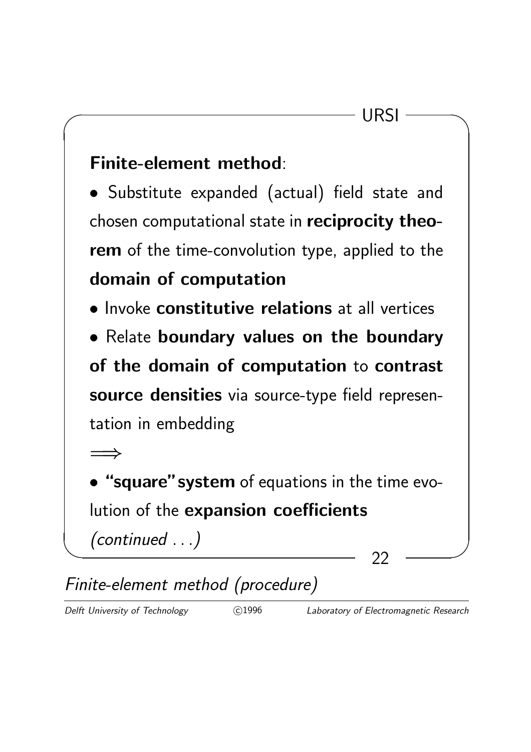## Finite-element method:

- Substitute expanded (actual) field state and chosen computational state in **reciprocity theorem** of the time-convolution type, applied to the **domain of computation**
- Invoke **constitutive relations** at all vertices
- Relate **boundary values on the boundary of the domain of computation** to **contrast source densities** via source-type field representation in embedding

$\Longrightarrow$

- **"square" system** of equations in the time evolution of the **expansion coefficients**

*(continued ...)*

*Finite-element method (procedure)*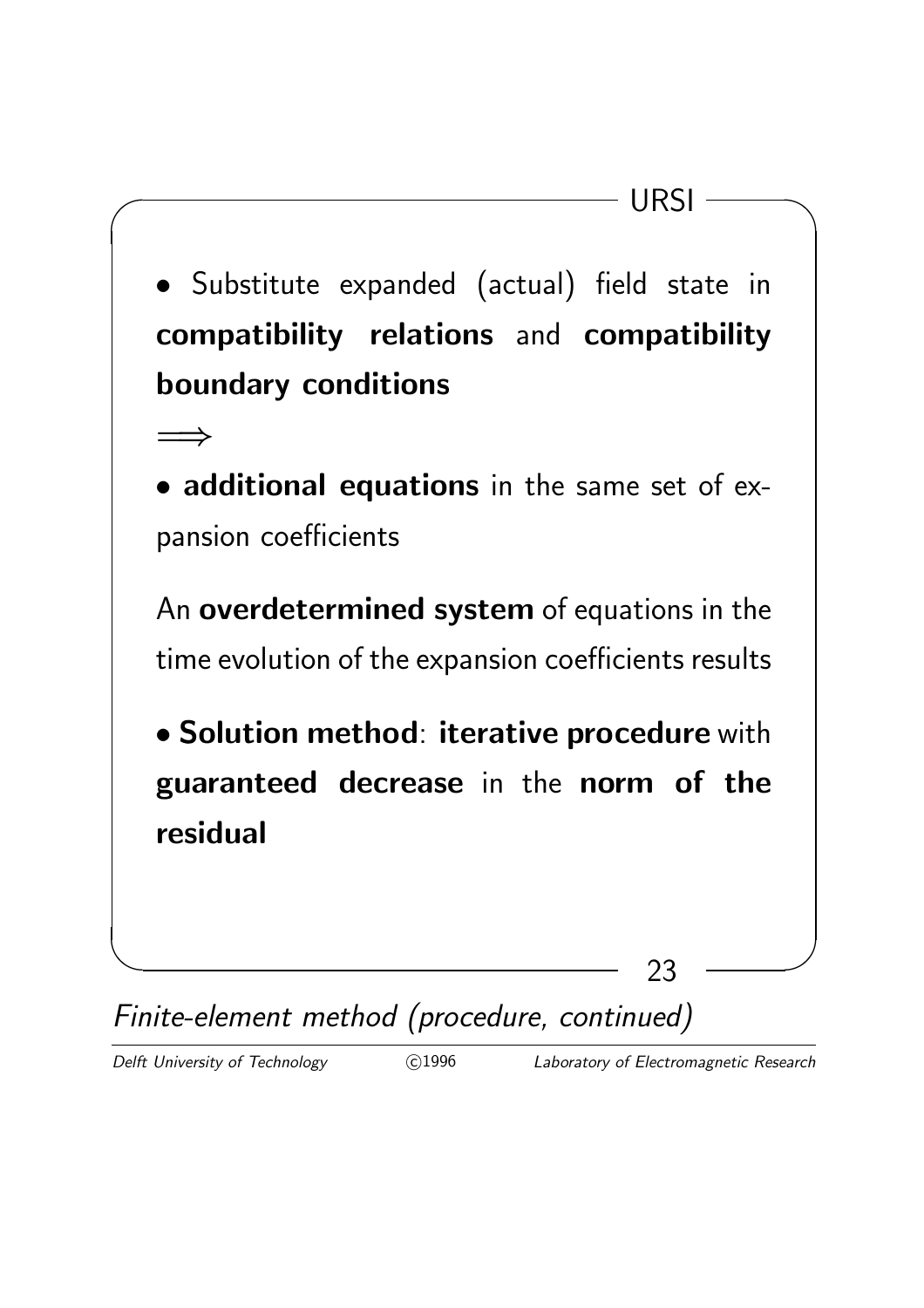- Substitute expanded (actual) field state in **compatibility relations** and **compatibility boundary conditions**

$\Longrightarrow$

- **additional equations** in the same set of expansion coefficients

An **overdetermined system** of equations in the time evolution of the expansion coefficients results

- **Solution method**: **iterative procedure** with **guaranteed decrease** in the **norm of the residual**

*Finite-element method (procedure, continued)*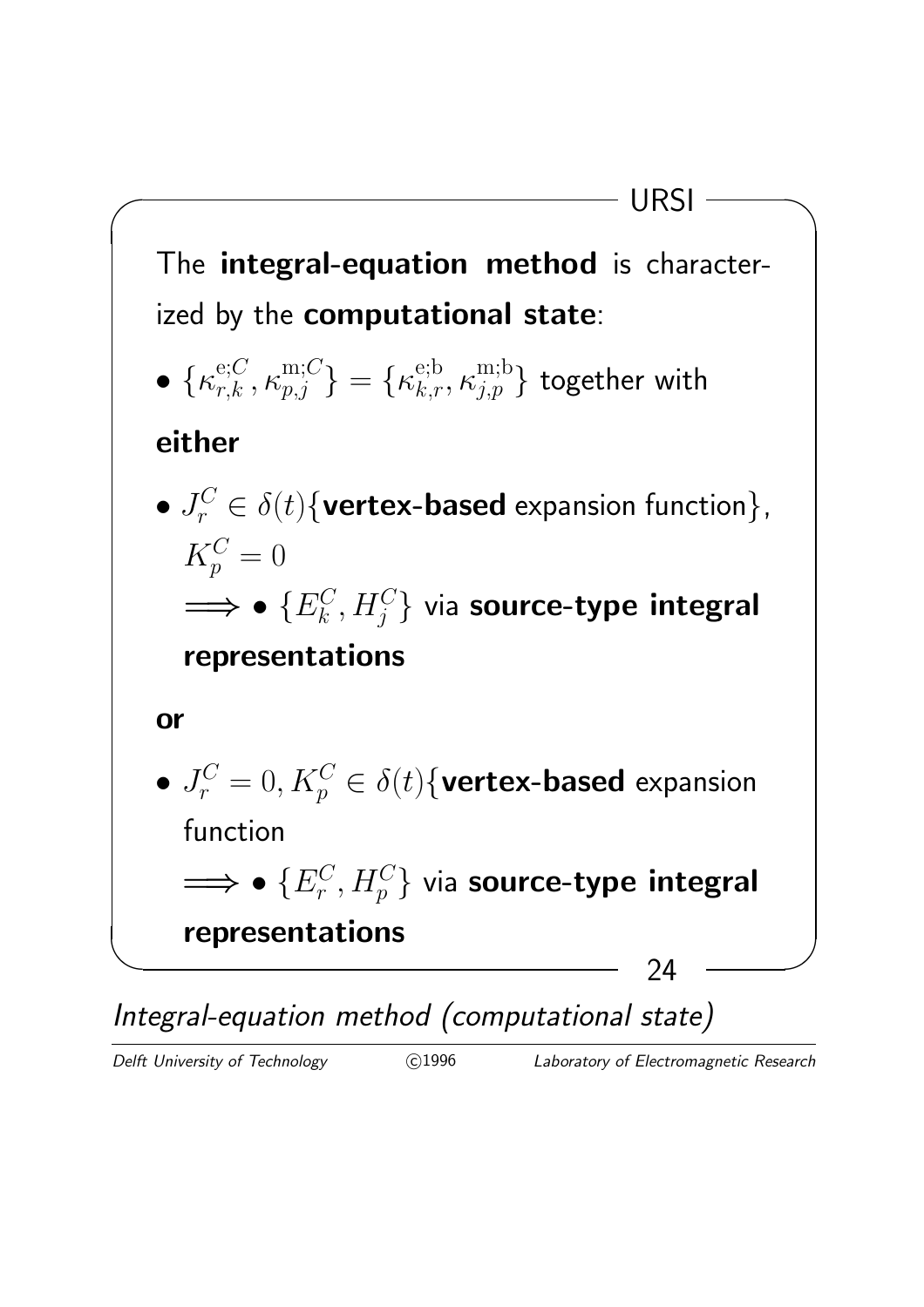The **integral-equation method** is characterized by the **computational state**:

- $\{\kappa^{\mathrm{e};C}_{r,k}, \kappa^{\mathrm{m};C}_{p,j}\} = \{\kappa^{\mathrm{e;b}}_{k,r}, \kappa^{\mathrm{m;b}}_{j,p}\}$ together with

**either**

- $J^C_r \in \delta(t)\{$**vertex-based** expansion function$\}$, $K^C_p = 0$

  $\Longrightarrow$ • $\{E^C_k, H^C_j\}$ via **source-type integral representations**

**or**

- $J^C_r = 0, K^C_p \in \delta(t)\{$**vertex-based** expansion function

  $\Longrightarrow$ • $\{E^C_r, H^C_p\}$ via **source-type integral representations**

*Integral-equation method (computational state)*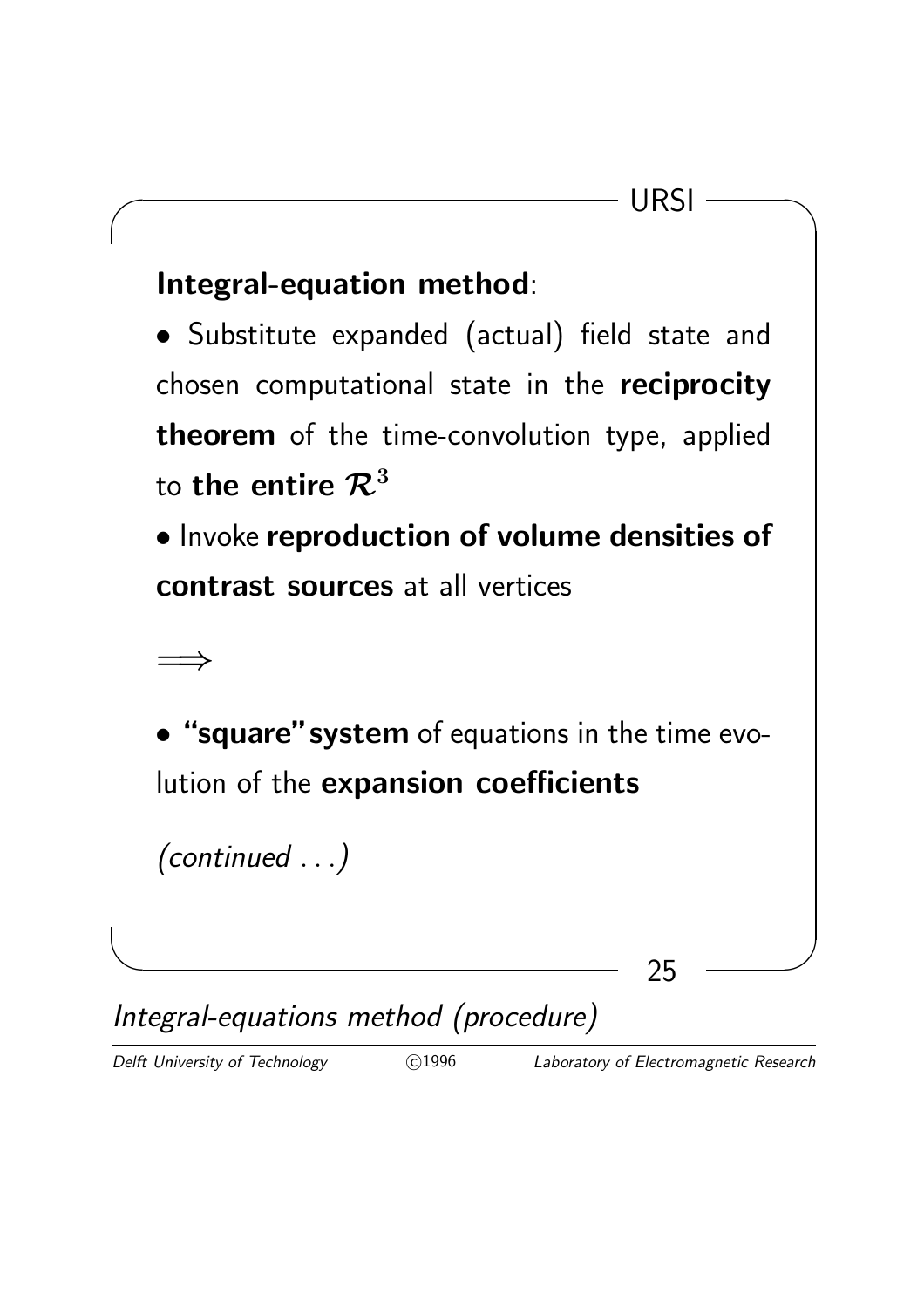**Integral-equation method**:

- Substitute expanded (actual) field state and chosen computational state in the **reciprocity theorem** of the time-convolution type, applied to **the entire** $\mathcal{R}^3$
- Invoke **reproduction of volume densities of contrast sources** at all vertices

$\Longrightarrow$

- **"square" system** of equations in the time evolution of the **expansion coefficients**

*(continued ...)*

*Integral-equations method (procedure)*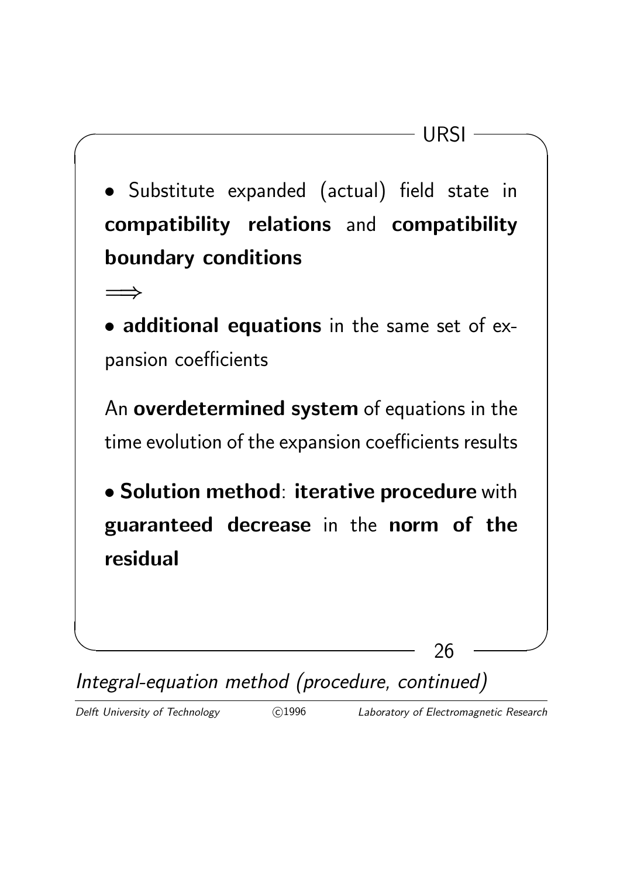- Substitute expanded (actual) field state in **compatibility relations** and **compatibility boundary conditions**

$\Longrightarrow$

- **additional equations** in the same set of expansion coefficients

An **overdetermined system** of equations in the time evolution of the expansion coefficients results

- **Solution method**: **iterative procedure** with **guaranteed decrease** in the **norm of the residual**

*Integral-equation method (procedure, continued)*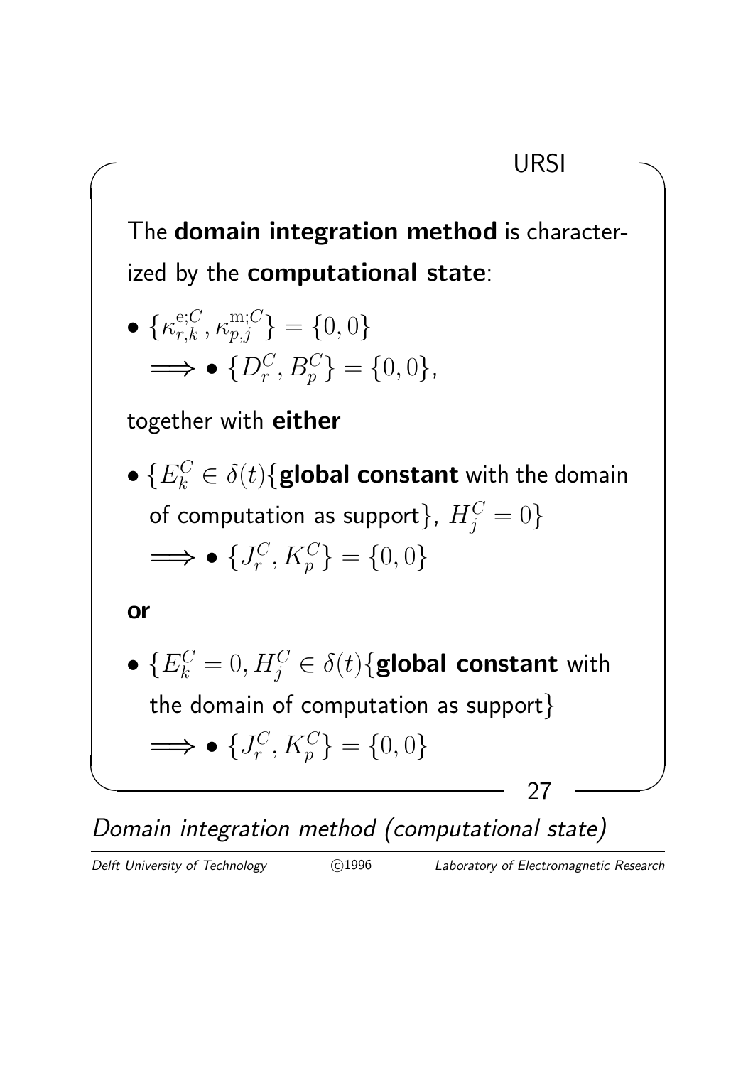The **domain integration method** is characterized by the **computational state**:

- $\{\kappa^{\mathrm{e};C}_{r,k}, \kappa^{\mathrm{m};C}_{p,j}\} = \{0, 0\}$
  $\Longrightarrow \bullet\ \{D^C_r, B^C_p\} = \{0, 0\}$,

together with **either**

- $\{E^C_k \in \delta(t)\{$**global constant** with the domain of computation as support$\}$, $H^C_j = 0\}$
  $\Longrightarrow \bullet\ \{J^C_r, K^C_p\} = \{0, 0\}$

**or**

- $\{E^C_k = 0, H^C_j \in \delta(t)\{$**global constant** with the domain of computation as support$\}$
  $\Longrightarrow \bullet\ \{J^C_r, K^C_p\} = \{0, 0\}$

*Domain integration method (computational state)*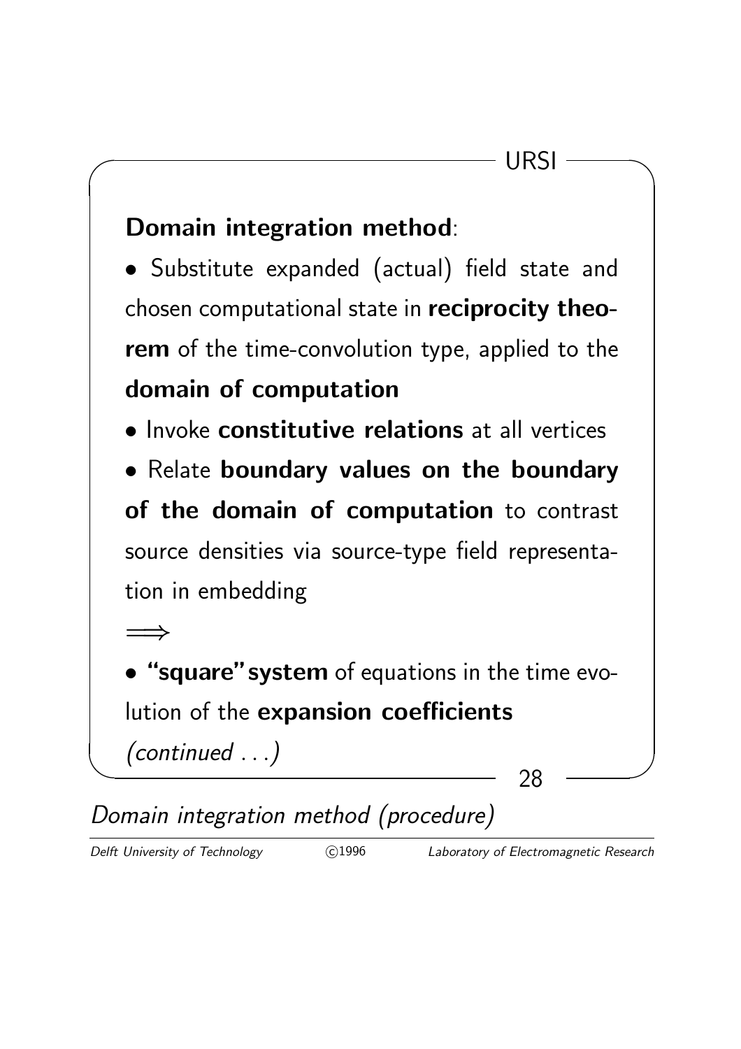**Domain integration method**:

- Substitute expanded (actual) field state and chosen computational state in **reciprocity theorem** of the time-convolution type, applied to the **domain of computation**
- Invoke **constitutive relations** at all vertices
- Relate **boundary values on the boundary of the domain of computation** to contrast source densities via source-type field representation in embedding

$\Longrightarrow$

- **"square" system** of equations in the time evolution of the **expansion coefficients**

*(continued ...)*

*Domain integration method (procedure)*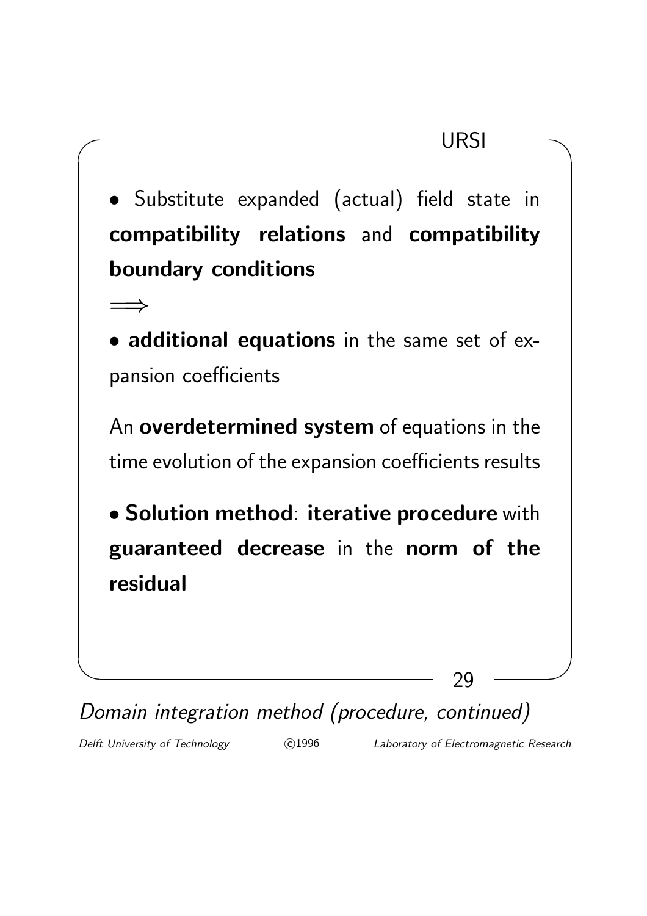- Substitute expanded (actual) field state in **compatibility relations** and **compatibility boundary conditions**

$\Longrightarrow$

- **additional equations** in the same set of expansion coefficients

An **overdetermined system** of equations in the time evolution of the expansion coefficients results

- **Solution method**: **iterative procedure** with **guaranteed decrease** in the **norm of the residual**

*Domain integration method (procedure, continued)*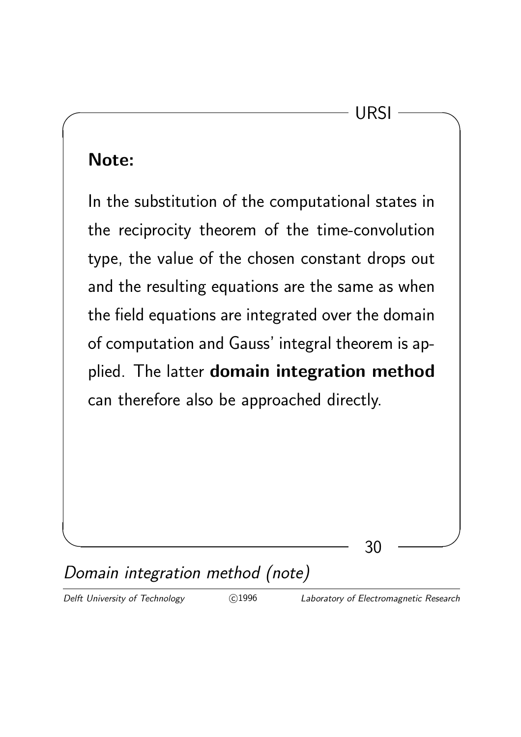**Note:**

In the substitution of the computational states in the reciprocity theorem of the time-convolution type, the value of the chosen constant drops out and the resulting equations are the same as when the field equations are integrated over the domain of computation and Gauss' integral theorem is applied. The latter **domain integration method** can therefore also be approached directly.

*Domain integration method (note)*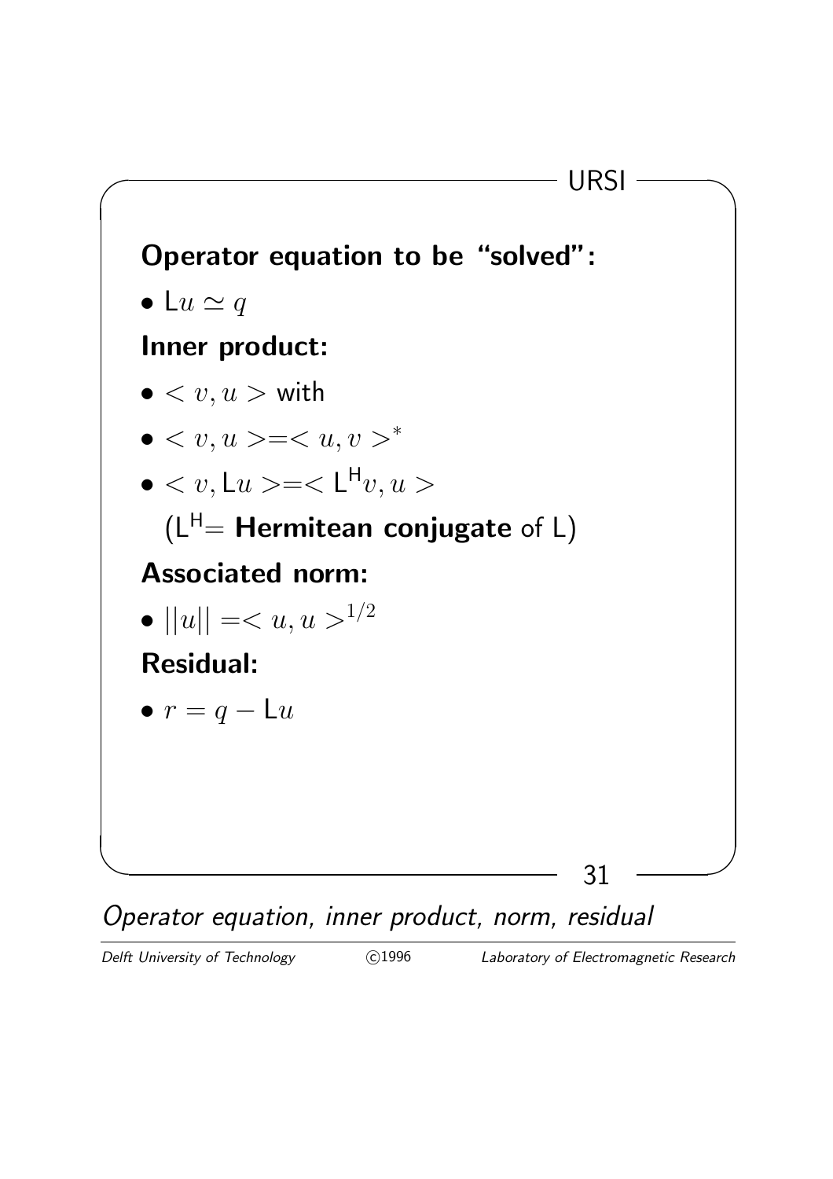**Operator equation to be “solved”:**

- $\mathsf{L}u \simeq q$

**Inner product:**

- $< v, u >$ with
- $< v, u > = < u, v >^*$
- $< v, \mathsf{L}u > = < \mathsf{L}^{\mathsf{H}} v, u >$

  ($\mathsf{L}^{\mathsf{H}} =$ **Hermitean conjugate** of $\mathsf{L}$)

**Associated norm:**

- $||u|| = < u, u >^{1/2}$

**Residual:**

- $r = q - \mathsf{L}u$

*Operator equation, inner product, norm, residual*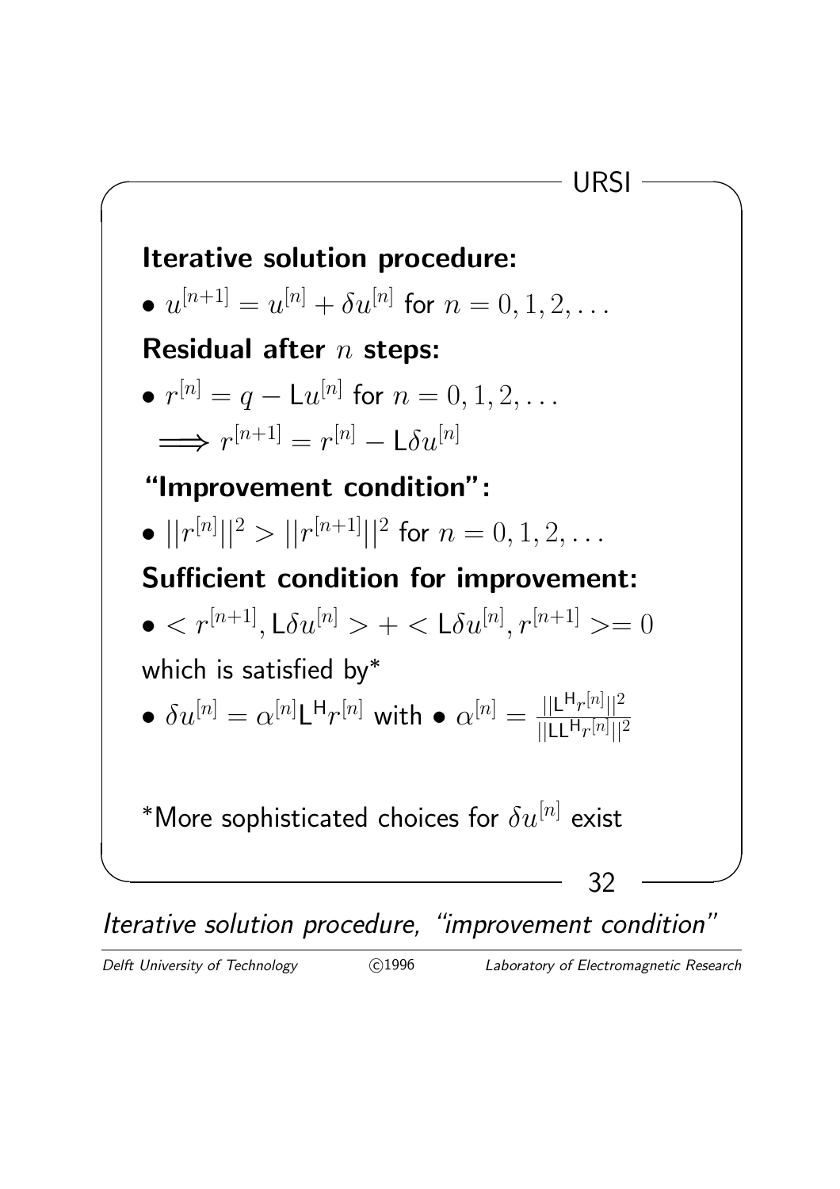**Iterative solution procedure:**

- $u^{[n+1]} = u^{[n]} + \delta u^{[n]}$ for $n = 0, 1, 2, \ldots$

**Residual after $n$ steps:**

- $r^{[n]} = q - \mathsf{L} u^{[n]}$ for $n = 0, 1, 2, \ldots$

  $\Longrightarrow r^{[n+1]} = r^{[n]} - \mathsf{L}\delta u^{[n]}$

**"Improvement condition":**

- $||r^{[n]}||^2 > ||r^{[n+1]}||^2$ for $n = 0, 1, 2, \ldots$

**Sufficient condition for improvement:**

- $< r^{[n+1]}, \mathsf{L}\delta u^{[n]} > + < \mathsf{L}\delta u^{[n]}, r^{[n+1]} >= 0$

which is satisfied by*

- $\delta u^{[n]} = \alpha^{[n]} \mathsf{L}^{\mathsf{H}} r^{[n]}$ with • $\alpha^{[n]} = \frac{||\mathsf{L}^{\mathsf{H}} r^{[n]}||^2}{||\mathsf{L}\mathsf{L}^{\mathsf{H}} r^{[n]}||^2}$

*More sophisticated choices for $\delta u^{[n]}$ exist

*Iterative solution procedure, "improvement condition"*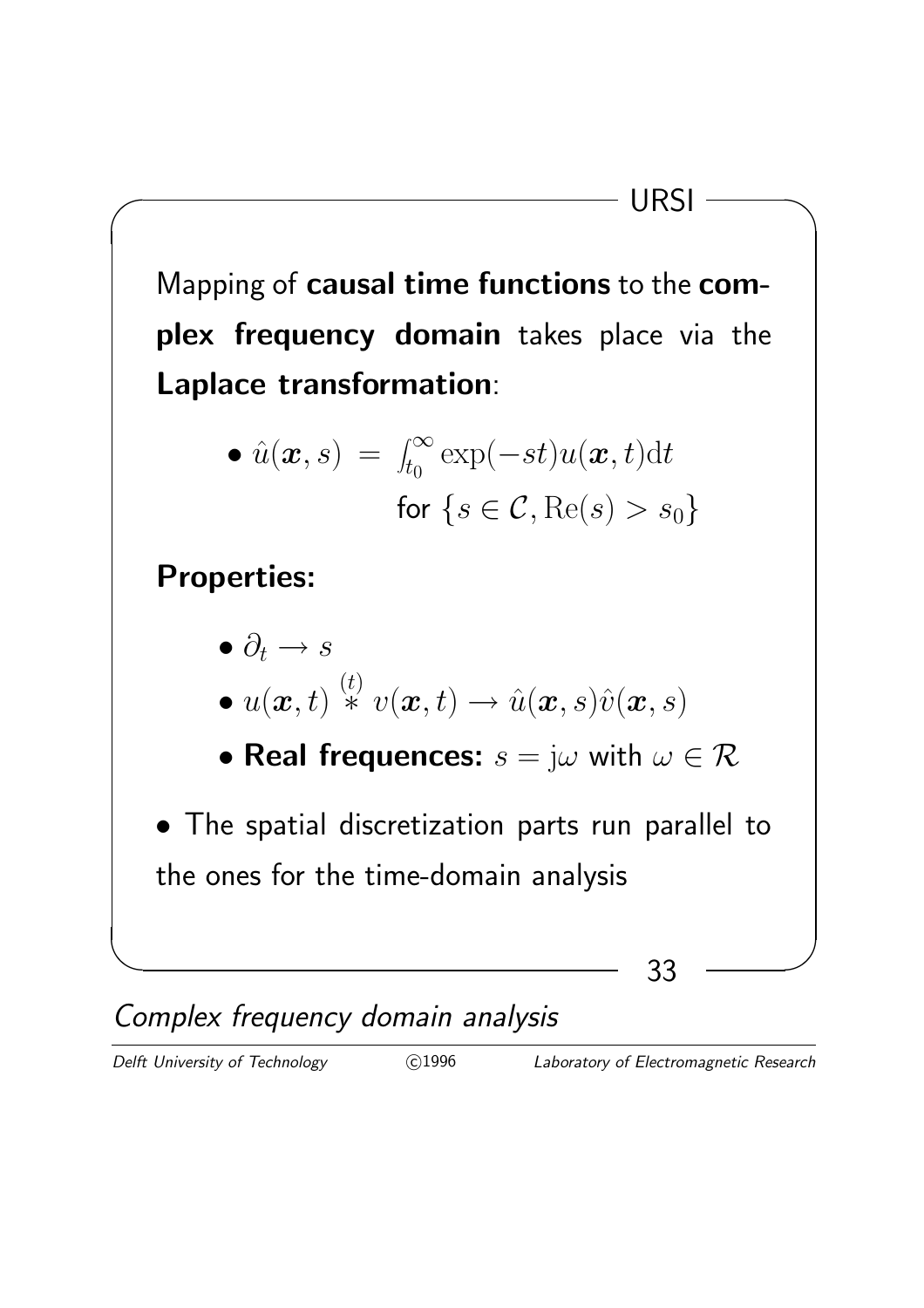Mapping of **causal time functions** to the **complex frequency domain** takes place via the **Laplace transformation**:

- $\hat{u}(\boldsymbol{x}, s) = \int_{t_0}^{\infty} \exp(-st) u(\boldsymbol{x}, t) \mathrm{d}t$
  for $\{s \in \mathcal{C}, \mathrm{Re}(s) > s_0\}$

**Properties:**

- $\partial_t \to s$
- $u(\boldsymbol{x}, t) \overset{(t)}{*} v(\boldsymbol{x}, t) \to \hat{u}(\boldsymbol{x}, s)\hat{v}(\boldsymbol{x}, s)$
- **Real frequences:** $s = \mathrm{j}\omega$ with $\omega \in \mathcal{R}$

- The spatial discretization parts run parallel to the ones for the time-domain analysis

*Complex frequency domain analysis*